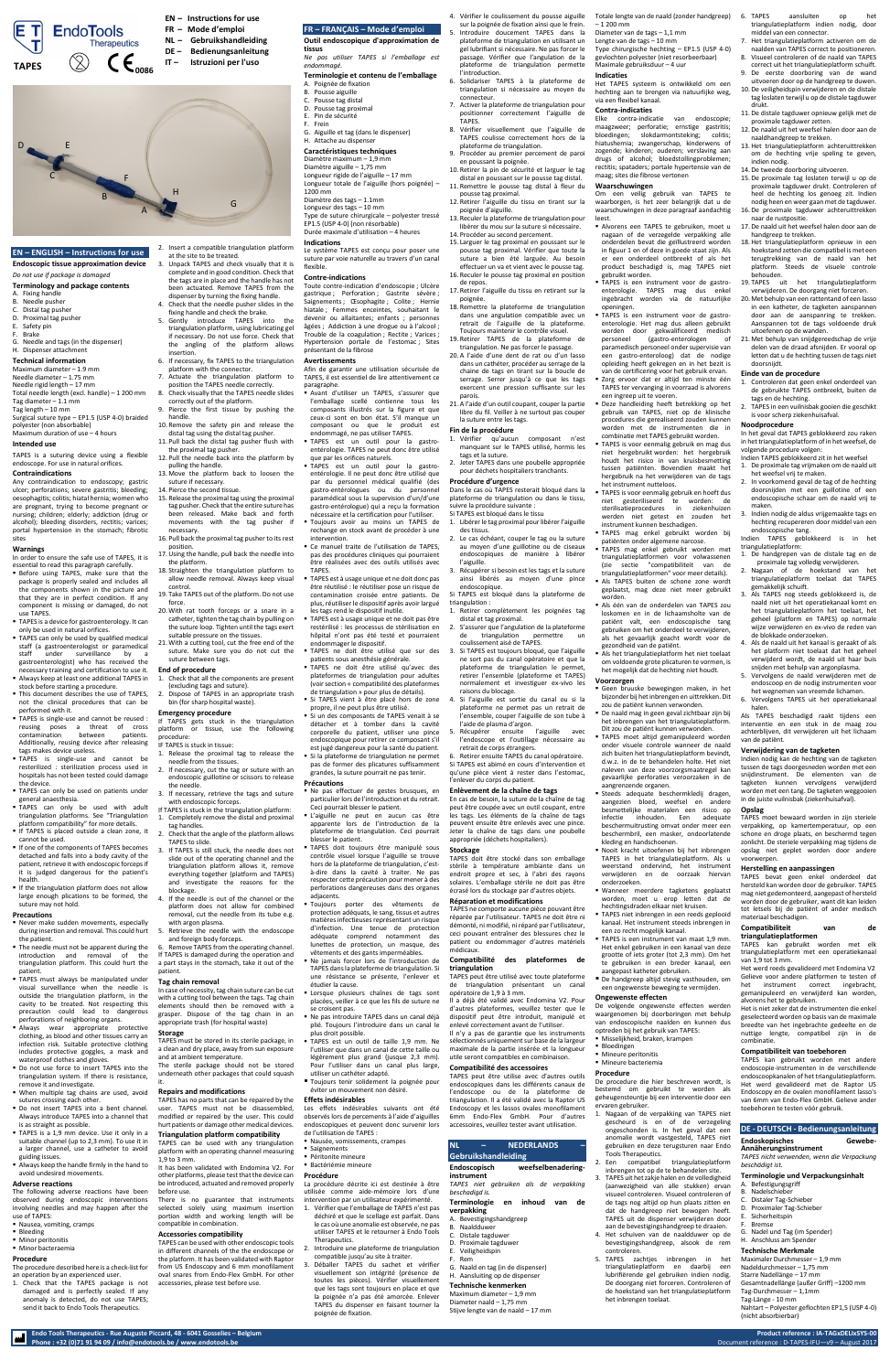# EndoTools Therapeutics

**TAPES**

- EN – Instructions for use
- FR – Mode d'emploi
- NL – Gebruikshandleiding
- DE – Bedienungsanleitung
- IT – Istruzioni per l'uso

## EN – ENGLISH – Instructions for use

### Endoscopic tissue approximation device

*Do not use if package is damaged*

### Terminology and package contents

A. Fixing handle
B. Needle pusher
C. Distal tag pusher
D. Proximal tag pusher
E. Safety pin
F. Brake
G. Needle and tags (in the dispenser)
H. Dispenser attachment

### Technical information

Maximum diameter – 1.9 mm
Needle diameter – 1.75 mm
Needle rigid length – 17 mm
Total needle length (excl. handle) – 1 200 mm
Tag diameter – 1.1 mm
Tag length – 10 mm
Surgical suture type – EP1.5 (USP 4-0) braided polyester (non absorbable)
Maximum duration of use – 4 hours

### Intended use

TAPES is a suturing device using a flexible endoscope. For use in natural orifices.

### Contraindications

Any contraindication to endoscopy; gastric ulcer; perforations; severe gastritis; bleeding; oesophagitis; colitis; hiatal hernia; women who are pregnant, trying to become pregnant or nursing; children; elderly; addiction (drug or alcohol); bleeding disorders; rectitis; varices; portal hypertension in the stomach; fibrotic sites

### Warnings

In order to ensure the safe use of TAPES, it is essential to read this paragraph carefully.

- Before using TAPES, make sure that the package is properly sealed and includes all the components shown in the picture and that they are in perfect condition. If any component is missing or damaged, do not use TAPES.
- TAPES is a device for gastroenterology. It can only be used in natural orifices.
- TAPES can only be used by qualified medical staff (a gastroenterologist or paramedical staff under surveillance by a gastroenterologist) who has received the necessary training and certification to use it.
- Always keep at least one additional TAPES in stock before starting a procedure.
- This document describes the use of TAPES, not the clinical procedures that can be performed with it.
- TAPES is single-use and cannot be reused : reusing poses a threat of cross contamination between patients. Additionally, reusing device after releasing tags makes device useless.
- TAPES is single-use and cannot be resterilized : sterilization process used in hospitals has not been tested could damage the device.
- TAPES can only be used on patients under general anaesthesia.
- TAPES can only be used with adult triangulation platforms. See "Triangulation platform compatibility" for more details.
- If TAPES is placed outside a clean zone, it cannot be used.
- If one of the components of TAPES becomes detached and falls into a body cavity of the patient, retrieve it with endoscopic forceps if it is judged dangerous for the patient's health.
- If the triangulation platform does not allow large enough plications to be formed, the suture may not hold.

### Precautions

- Never make sudden movements, especially during insertion and removal. This could hurt the patient.
- The needle must not be apparent during the introduction and removal of the triangulation platform. This could hurt the patient.
- TAPES must always be manipulated under visual surveillance when the needle is outside the triangulation platform, in the cavity to be treated. Not respecting this precaution could lead to dangerous perforations of neighboring organs.
- Always wear appropriate protective clothing, as blood and other tissues carry an infection risk. Suitable protective clothing includes protective goggles, a mask and waterproof clothes and gloves.
- Do not use force to insert TAPES into the triangulation system. If there is resistance, remove it and investigate.
- When multiple tag chains are used, avoid sutures crossing each other.
- Do not insert TAPES into a bent channel. Always introduce TAPES into a channel that is as straight as possible.
- TAPES is a 1,9 mm device. Use it only in a suitable channel (up to 2,3 mm). To use it in a larger channel, use a catheter to avoid guiding issues.
- Always keep the handle firmly in the hand to avoid undesired movements.

### Adverse reactions

The following adverse reactions have been observed during endoscopic interventions involving needles and may happen after the use of TAPES:

- Nausea, vomiting, cramps
- Bleeding
- Minor peritonitis
- Minor bacteraemia

### Procedure

The procedure described here is a check-list for an operation by an experienced user.

1. Check that the TAPES package is not damaged and is perfectly sealed. If any anomaly is detected, do not use TAPES; send it back to Endo Tools Therapeutics.
2. Insert a compatible triangulation platform at the site to be treated.
3. Unpack TAPES and check visually that it is complete and in good condition. Check that the tags are in place and the handle has not been actuated. Remove TAPES from the dispenser by turning the fixing handle.
4. Check that the needle pusher slides in the fixing handle and check the brake.
5. Gently introduce TAPES into the triangulation platform, using lubricating gel if necessary. Do not use force. Check that the angling of the platform allows insertion.
6. If necessary, fix TAPES to the triangulation platform with the connector.
7. Actuate the triangulation platform to position the TAPES needle correctly.
8. Check visually that the TAPES needle slides correctly out of the platform.
9. Pierce the first tissue by pushing the handle.
10. Remove the safety pin and release the distal tag using the distal tag pusher.
11. Pull back the distal tag pusher flush with the proximal tag pusher.
12. Pull the needle back into the platform by pulling the handle.
13. Move the platform back to loosen the suture if necessary.
14. Pierce the second tissue.
15. Release the proximal tag using the proximal tag pusher. Check that the entire suture has been released. Make back and forth movements with the tag pusher if necessary.
16. Pull back the proximal tag pusher to its rest position.
17. Using the handle, pull back the needle into the platform.
18. Straighten the triangulation platform to allow needle removal. Always keep visual control.
19. Take TAPES out of the platform. Do not use force.
20. With rat tooth forceps or a snare in a catheter, tighten the tag chain by pulling on the suture loop. Tighten until the tags exert suitable pressure on the tissues.
21. With a cutting tool, cut the free end of the suture. Make sure you do not cut the suture between tags.

### End of procedure

1. Check that all the components are present (excluding tags and suture).
2. Dispose of TAPES in an appropriate trash bin (for sharp hospital waste).

### Emergency procedure

If TAPES gets stuck in the triangulation platform or tissue, use the following procedure:

If TAPES is stuck in tissue:

1. Release the proximal tag to release the needle from the tissues.
2. If necessary, cut the tag or suture with an endoscopic guillotine or scissors to release the needle.
3. If necessary, retrieve the tags and suture with endoscopic forceps.

If TAPES is stuck in the triangulation platform:

1. Completely remove the distal and proximal tag handles.
2. Check that the angle of the platform allows TAPES to slide.
3. If TAPES is still stuck, the needle does not slide out of the operating channel and the triangulation platform, remove everything together (platform and TAPES) and investigate the reasons for the blockage.
4. If the needle is out of the channel or the platform does not allow for combined removal, cut the needle from its tube e.g. with argon plasma.
5. Retrieve the needle with the endoscope and foreign body forceps.
6. Remove TAPES from the operating channel.

If TAPES is damaged during the operation and a part stays in the stomach, take it out of the patient.

### Tag chain removal

In case of necessity, tag chain suture can be cut with a cutting tool between the tags. Tag chain elements should then be removed with a grasper. Dispose of the tag chain in an appropriate trash (for hospital waste)

### Storage

TAPES must be stored in its sterile package, in a clean and dry place, away from sun exposure and at ambient temperature.

The sterile package should not be stored underneath other packages that could squash it.

### Repairs and modifications

TAPES has no parts that can be repaired by the user. TAPES must not be disassembled, modified or repaired by the user. This could hurt patients or damage other medical devices.

### Triangulation platform compatibility

TAPES can be used with any triangulation platform with an operating channel measuring 1,9 to 3 mm.

It has been validated with Endomina V2. For other platforms, please test that the device can be introduced, actuated and removed properly before use.

There is no guarantee that instruments selected solely using maximum insertion portion width and working length will be compatible in combination.

### Accessories compatibility

TAPES can be used with other endoscopic tools in different channels of the endoscope or the platform. It has been validated with Raptor from US Endoscopy and 6 mm monofilament oval snares from Endo-Flex GmbH. For other accessories, please test before use.

## FR – FRANÇAIS – Mode d'emploi

### Outil endoscopique d'approximation de tissus

*Ne pas utiliser TAPES si l'emballage est endommagé.*

### Terminologie et contenu de l'emballage

A. Poignée de fixation
B. Pousse aiguille
C. Pousse tag distal
D. Pousse tag proximal
E. Pin de sécurité
F. Frein
G. Aiguille et tag (dans le dispenser)
H. Attache au dispenser

### Caractéristiques techniques

Diamètre maximum – 1,9 mm
Diamètre aiguille – 1,75 mm
Longueur rigide de l'aiguille – 17 mm
Longueur totale de l'aiguille (hors poignée) – 1200 mm
Diamètre des tags – 1.1mm
Longueur des tags – 10 mm
Type de suture chirurgicale – polyester tressé EP1.5 (USP 4-0) (non résorbable)
Durée maximale d'utilisation – 4 heures

### Indications

Le système TAPES est conçu pour poser une suture par voie naturelle au travers d'un canal flexible.

### Contre-indications

Toute contre-indication d'endoscopie ; Ulcère gastrique ; Perforation ; Gastrite sévère ; Saignements ; Œsophagite ; Colite ; Hernie hiatale ; Femmes enceintes, souhaitant le devenir ou allaitantes ; enfants ; personnes âgées ; Addiction à une drogue ou à l'alcool ; Trouble de la coagulation ; Rectite ; Varices ; Hypertension portale de l'estomac ; Sites présentant de la fibrose

### Avertissements

Afin de garantir une utilisation sécurisée de TAPES, il est essentiel de lire attentivement ce paragraphe.

- Avant d'utiliser un TAPES, s'assurer que l'emballage scellé contienne tous les composants illustrés sur la figure et que ceux-ci sont en bon état. S'il manque un composant ou que le produit est endommagé, ne pas utiliser TAPES.
- TAPES est un outil pour la gastro-entérologie. TAPES ne peut donc être utilisé que par les orifices naturels.
- TAPES est un outil pour la gastro-entérologie. Il ne peut donc être utilisé que par du personnel médical qualifié (des gastro-entérologues ou du personnel paramédical sous la supervision d'un/d'une gastro-entérologue) qui a reçu la formation nécessaire et la certification pour l'utiliser.
- Toujours avoir au moins un TAPES de rechange en stock avant de procéder à une intervention.
- Ce manuel traite de l'utilisation de TAPES, pas des procédures cliniques qui pourraient être réalisées avec des outils utilisés avec TAPES.
- TAPES est à usage unique et ne doit donc pas être réutilisé : le réutiliser pose un risque de contamination croisée entre patients. De plus, réutiliser le dispositif après avoir largué les tags rend le dispositif inutile.
- TAPES est à usage unique et ne doit pas être restérilisé : les processus de stérilisation en hôpital n'ont pas été testé et pourraient endommager le dispositif.
- TAPES ne doit être utilisé que sur des patients sous anesthésie générale.
- TAPES ne doit être utilisé qu'avec des plateformes de triangulation pour adultes (voir section « compatibilité des plateformes de triangulation » pour plus de détails).
- Si TAPES vient à être placé hors de zone propre, il ne peut plus être utilisé.
- Si un des composants de TAPES venait à se détacher et à tomber dans la cavité corporelle du patient, utiliser une pince endoscopique pour retirer ce composant s'il est jugé dangereux pour la santé du patient.
- Si la plateforme de triangulation ne permet pas de former des plicatures suffisamment grandes, la suture pourrait ne pas tenir.

### Précautions

- Ne pas effectuer de gestes brusques, en particulier lors de l'introduction et du retrait. Ceci pourrait blesser le patient.
- L'aiguille ne peut en aucun cas être apparente lors de l'introduction de la plateforme de triangulation. Ceci pourrait blesser le patient.
- TAPES doit toujours être manipulé sous contrôle visuel lorsque l'aiguille se trouve hors de la plateforme de triangulation, c'est-à-dire dans la cavité à traiter. Ne pas respecter cette précaution pour mener à des perforations dangereuses dans des organes adjacents.
- Toujours porter des vêtements de protection adéquats, le sang, tissus et autres matières infectieuses représentant un risque d'infection. Une tenue de protection adéquate comprend notamment des lunettes de protection, un masque, des vêtements et des gants imperméables.
- Ne jamais forcer lors de l'introduction de TAPES dans la plateforme de triangulation. Si une résistance se présente, l'enlever et étudier la cause.
- Lorsque plusieurs chaînes de tags sont placées, veiller à ce que les fils de suture ne se croisent pas.
- Ne pas introduire TAPES dans un canal déjà plié. Toujours l'introduire dans un canal le plus droit possible.
- TAPES est un outil de taille 1,9 mm. Ne l'utiliser que dans un canal de cette taille ou légèrement plus grand (jusque 2,3 mm). Pour l'utiliser dans un canal plus large, utiliser un cathéter adapté.
- Toujours tenir solidement la poignée pour éviter un mouvement non désiré.

### Effets indésirables

Les effets indésirables suivants ont été observés lors de percements à l'aide d'aiguilles endoscopiques et peuvent donc survenir lors de l'utilisation de TAPES :

- Nausée, vomissements, crampes
- Saignements
- Péritonite mineure
- Bactériémie mineure

### Procédure

La procédure décrite ici est destinée à être utilisée comme aide-mémoire lors d'une intervention par un utilisateur expérimenté.

1. Vérifier que l'emballage de TAPES n'est pas déchiré et que le scellage est parfait. Dans le cas où une anomalie est observée, ne pas utiliser TAPES et le retourner à Endo Tools Therapeutics.
2. Introduire une plateforme de triangulation compatible jusqu'au site à traiter.
3. Déballer TAPES du sachet et vérifier visuellement son intégrité (présence de toutes les pièces). Vérifier visuellement que les tags sont toujours en place et que la poignée n'a pas été amorcée. Enlever TAPES du dispenser en faisant tourner la poignée de fixation.
4. Vérifier le coulissement du pousse aiguille sur la poignée de fixation ainsi que le frein.
5. Introduire doucement TAPES dans la plateforme de triangulation en utilisant un gel lubrifiant si nécessaire. Ne pas forcer le passage. Vérifier que l'angulation de la plateforme de triangulation permette l'introduction.
6. Solidariser TAPES à la plateforme de triangulation si nécessaire au moyen du connecteur.
7. Activer la plateforme de triangulation pour positionner correctement l'aiguille de TAPES.
8. Vérifier visuellement que l'aiguille de TAPES coulisse correctement hors de la plateforme de triangulation.
9. Procéder au premier percement de paroi en poussant la poignée.
10. Retirer la pin de sécurité et larguer le tag distal en poussant sur le pousse tag distal.
11. Remettre le pousse tag distal à fleur du pousse tag proximal.
12. Retirer l'aiguille du tissu en tirant sur la poignée d'aiguille.
13. Reculer la plateforme de triangulation pour libérer du mou sur la suture si nécessaire.
14. Procéder au second percement.
15. Larguer le tag proximal en poussant sur le pousse tag proximal. Vérifier que toute la suture a bien été larguée. Au besoin effectuer un va et vient avec le pousse tag.
16. Reculer le pousse tag proximal en position de repos.
17. Retirer l'aiguille du tissu en retirant sur la poignée.
18. Remettre la plateforme de triangulation dans une angulation compatible avec un retrait de l'aiguille de la plateforme. Toujours maintenir le contrôle visuel.
19. Retirer TAPES de la plateforme de triangulation. Ne pas forcer le passage.
20. A l'aide d'une dent de rat ou d'un lasso dans un cathéter, procéder au serrage de la chaine de tags en tirant sur la boucle de serrage. Serrer jusqu'à ce que les tags exercent une pression suffisante sur les parois.
21. A l'aide d'un outil coupant, couper la partie libre du fil. Veiller à ne surtout pas couper la suture entre les tags.

### Fin de la procédure

1. Vérifier qu'aucun composant n'est manquant sur le TAPES utilisé, hormis les tags et la suture.
2. Jeter TAPES dans une poubelle appropriée pour déchets hospitaliers tranchants.

### Procédure d'urgence

Dans le cas où TAPES resterait bloqué dans la plateforme de triangulation ou dans le tissu, suivre la procédure suivante :

Si TAPES est bloqué dans le tissu

1. Libérer le tag proximal pour libérer l'aiguille des tissus.
2. Le cas échéant, couper le tag ou la suture au moyen d'une guillotine ou de ciseaux endoscopiques de manière à libérer l'aiguille.
3. Récupérer si besoin est les tags et la suture ainsi libérés au moyen d'une pince endoscopique.

Si TAPES est bloqué dans la plateforme de triangulation :

1. Retirer complètement les poignées tag distal et tag proximal.
2. S'assurer que l'angulation de la plateforme de triangulation permette un coulissement aisé de TAPES.
3. Si TAPES est toujours bloqué, que l'aiguille ne sort pas du canal opératoire et que la plateforme de triangulation le permet, retirer l'ensemble (plateforme et TAPES) normalement et investiguer ex-vivo les raisons du blocage.
4. Si l'aiguille est sortie du canal ou si la plateforme ne permet pas un retrait de l'ensemble, couper l'aiguille de son tube à l'aide de plasma d'argon.
5. Récupérer ensuite l'aiguille avec l'endoscope et l'outillage nécessaire au retrait de corps étrangers.
6. Retirer ensuite TAPES du canal opératoire.

Si TAPES est abimé en cours d'intervention et qu'une pièce reste dans l'estomac, l'enlever du corps du patient.

### Enlèvement de la chaîne de tags

En cas de besoin, la suture de la chaîne de tag peut être coupée avec un outil coupant, entre les tags. Les éléments de la chaîne de tags peuvent ensuite être enlevés avec une pince. Jeter la chaîne de tags dans une poubelle appropriée (déchets hospitaliers).

### Stockage

TAPES doit être stocké dans son emballage stérile à température ambiante dans un endroit propre et sec, à l'abri des rayons solaires. L'emballage stérile ne doit pas être écrasé lors du stockage par d'autres objets.

### Réparation et modifications

TAPES ne comporte aucune pièce pouvant être réparée par l'utilisateur. TAPES ne doit être ni démonté, ni modifié, ni réparé par l'utilisateur, car pouvant entrainer des blessures chez le patient ou endommager d'autres matériels médicaux.

### Compatibilité des plateformes de triangulation

TAPES peut être utilisé avec toute plateforme de triangulation présentant un canal opératoire de 1,9 à 3 mm.

Il a déjà été validé avec Endomina V2. Pour d'autres plateformes, veuillez tester que le dispositif peut être introduit, manipulé et enlevé correctement avant de l'utiliser.

Il n'y a pas de garantie que les instruments sélectionnés uniquement sur base de la largeur maximale de la partie insérée et la longueur utile seront compatibles en combinaison.

### Compatibilité des accessoires

TAPES peut être utilisé avec d'autres outils endoscopiques dans les différents canaux de l'endoscope ou de la plateforme de triangulation. Il a été validé avec la Raptor US Endoscopy et les lassos ovales monofilament 6mm Endo-Flex GmbH. Pour d'autres accessoires, veuillez tester avant utilisation.

## NL – NEDERLANDS – Gebruikshandleiding

### Endoscopisch weefselbenadering-instrument

*TAPES niet gebruiken als de verpakking beschadigd is.*

### Terminologie en inhoud van de verpakking

A. Bevestigingshandgreep
B. Naalduwer
C. Distale tagduwer
D. Proximale tagduwer
E. Veiligheidspin
F. Rem
G. Naald en tag (in de dispenser)
H. Aansluiting op de dispenser

### Technische kenmerken

Maximum diameter – 1,9 mm
Diameter naald – 1,75 mm
Stijve lengte van de naald – 17 mm
Totale lengte van de naald (zonder handgreep) – 1 200 mm
Diameter van de tags – 1,1 mm
Lengte van de tags – 10 mm
Type chirurgische hechting – EP1.5 (USP 4-0) gevlochten polyester (niet resorbeerbaar)
Maximale gebruiksduur – 4 uur

### Indicaties

Het TAPES systeem is ontwikkeld om een hechting aan te brengen via natuurlijke weg, via een flexibel kanaal.

### Contra-indicaties

Elke contra-indicatie van endoscopie; maagzweer; perforatie; ernstige gastritis; bloedingen; slokdarmontsteking; colitis; hiatushernia; zwangere vrouwen, kinderwens of zogende; kinderen; ouderen; verslaving aan drugs of alcohol; bloedstollingsproblemen; rectitis; spataders; portale hypertensie van de maag; sites die fibrose vertonen

### Waarschuwingen

Om een veilig gebruik van TAPES te waarborgen, is het zeer belangrijk dat u de waarschuwingen in deze paragraaf aandachtig leest.

- Alvorens een TAPES te gebruiken, moet u nagaan of de verzegelde verpakking alle onderdelen bevat die geïllustreerd worden in figuur 1 en of deze in goede staat zijn. Als er een onderdeel ontbreekt of als het product beschadigd is, mag TAPES niet gebruikt worden.
- TAPES is een instrument voor de gastro-enterologie. TAPES mag dus enkel ingebracht worden via de natuurlijke openingen.
- TAPES is een instrument voor de gastro-enterologie. Het mag dus alleen gebruikt worden door gekwalificeerd medisch personeel (gastro-enterologen of paramedisch personeel onder supervisie van een gastro-enteroloog) dat de nodige opleiding heeft gekregen en in het bezit is van de certificering voor het gebruik ervan.
- Zorg ervoor dat er altijd ten minste één TAPES ter vervanging in voorraad is alvorens een ingreep uit te voeren.
- Deze handleiding heeft betrekking op het gebruik van TAPES, niet op de klinische procedures die gerealiseerd zouden kunnen worden met de instrumenten die in combinatie met TAPES gebruikt worden.
- TAPES is voor eenmalig gebruik en mag dus niet hergebruikt worden: het hergebruik houdt het risico in van kruisbesmetting tussen patiënten. Bovendien maakt het hergebruik na het verwijderen van de tags het instrument nutteloos.
- TAPES is voor eenmalig gebruik en hoeft dus niet gesteriliseerd te worden: de sterilisatieprocessen in ziekenhuizen werden niet getest en zouden het instrument kunnen beschadigen.
- TAPES mag enkel gebruikt worden bij patiënten onder algemene narcose.
- TAPES mag enkel gebruikt worden met triangulatieplatformen voor volwassenen (zie sectie "compatibiliteit van de triangulatieplatformen" voor meer details).
- Als TAPES buiten de schone zone wordt geplaatst, mag deze niet meer gebruikt worden.
- Als één van de onderdelen van TAPES zou loskomen en in de lichaamsholte van de patiënt valt, een endoscopische tang gebruiken om het onderdeel te verwijderen, als het gevaarlijk geacht wordt voor de gezondheid van de patiënt.
- Als het triangulatieplatform het niet toelaat om voldoende grote plicaturen te vormen, is het mogelijk dat de hechting niet houdt.

### Voorzorgen

- Geen bruuske bewegingen maken, in het bijzonder bij het inbrengen en uittrekken. Dit zou de patiënt kunnen verwonden.
- De naald mag in geen geval zichtbaar zijn bij het inbrengen van het triangulatieplatform. Dit zou de patiënt kunnen verwonden.
- TAPES moet altijd gemanipuleerd worden onder visuele controle wanneer de naald zich buiten het triangulatieplatform bevindt, d.w.z. in de te behandelen holte. Het niet naleven van deze voorzorgsmaatregel kan gevaarlijke perforaties veroorzaken in de aangrenzende organen.
- Steeds adequate beschermkledij dragen, aangezien bloed, weefsel en andere besmettelijke materialen een risico op infectie inhouden. Een adequate beschermuitrusting omvat onder meer een beschermbril, een masker, ondoorlatende kleding en handschoenen.
- Nooit kracht uitoefenen bij het inbrengen TAPES in het triangulatieplatform. Als u weerstand ondervindt, het instrument verwijderen en de oorzaak hiervan onderzoeken.
- Wanneer meerdere tagketens geplaatst worden, moet u erop letten dat de hechtingsdraden elkaar niet kruisen.
- TAPES niet inbrengen in een reeds geplooid kanaal. Het instrument steeds inbrengen in een zo recht mogelijk kanaal.
- TAPES is een instrument van maat 1,9 mm. Het enkel gebruiken in een kanaal van deze grootte of iets groter (tot 2,3 mm). Om het te gebruiken in een breder kanaal, een aangepast katheter gebruiken.
- De handgreep altijd stevig vasthouden, om een ongewenste beweging te vermijden.

### Ongewenste effecten

De volgende ongewenste effecten werden waargenomen bij doorboringen met behulp van endoscopische naalden en kunnen dus optreden bij het gebruik van TAPES:

- Misselijkheid, braken, krampen
- Bloedingen
- Mineure peritonitis
- Mineure bacteriemia

### Procedure

De procedure die hier beschreven wordt, is bestemd om gebruikt te worden als geheugensteuntje bij een interventie door een ervaren gebruiker.

1. Nagaan of de verpakking van TAPES niet gescheurd is en of de verzegeling ongeschonden is. In het geval dat een anomalie wordt vastgesteld, TAPES niet gebruiken en deze terugsturen naar Endo Tools Therapeutics.
2. Een compatibel triangulatieplatform inbrengen tot op de te behandelen site.
3. TAPES uit het zakje halen en de volledigheid (aanwezigheid van alle stukken) ervan visueel controleren. Visueel controleren of de tags nog altijd op hun plaats zitten en dat de handgreep niet bewogen heeft. TAPES uit de dispenser verwijderen door aan de bevestigingshandgreep te draaien.
4. Het schuiven van de naaldduwer op de bevestigingshandgreep, alsook de rem controleren.
5. TAPES zachtjes inbrengen in het triangulatieplatform en daarbij een lubrifiërende gel gebruiken indien nodig. De doorgang niet forceren. Controleren of de hoekstand van het triangulatieplatform het inbrengen toelaat.
6. TAPES aansluiten op het triangulatieplatform indien nodig, door middel van een connector.
7. Het triangulatieplatform activeren om de naalden van TAPES correct te positioneren.
8. Visueel controleren of de naald van TAPES correct uit het triangulatieplatform schuift.
9. De eerste doorboring van de wand uitvoeren door op de handgreep te duwen.
10. De veiligheidspin verwijderen en de distale tag loslaten terwijl u op de distale tagduwer drukt.
11. De distale tagduwer opnieuw gelijk met de proximale tagduwer zetten.
12. De naald uit het weefsel halen door aan de naaldhandgreep te trekken.
13. Het triangulatieplatform achteruittrekken om de hechting vrije speling te geven, indien nodig.
14. De tweede doorboring uitvoeren.
15. De proximale tag loslaten terwijl u op de proximale tagduwer drukt. Controleren of heel de hechting los gemaakt is. Indien nodig heen en weer gaan met de tagduwer.
16. De proximale tagduwer achteruittrekken naar de rustpositie.
17. De naald uit het weefsel halen door aan de handgreep te trekken.
18. Het triangulatieplatform opnieuw in een hoekstand zetten die compatibel is met een terugtrekking van de naald van het platform. Steeds de visuele controle behouden.
19. TAPES uit het triangulatieplatform verwijderen. De doorgang niet forceren.
20. Met behulp van een rattentand of een lasso in een katheter, de tagketen aanspannen door aan de aanspanning te trekken. Aanspannen tot de tags voldoende druk uitoefenen op de wanden.
21. Met behulp van snijdgereedschap de vrije delen van de draad afsnijden. Er vooral op letten dat u de hechting tussen de tags niet doorsnijdt.

### Einde van de procedure

1. Controleren dat geen enkel onderdeel van de gebruikte TAPES ontbreekt, buiten de tags en de hechting.
2. TAPES in een vuilnisbak gooien die geschikt is voor scherp ziekenhuisafval.

### Noodprocedure

In het geval dat TAPES geblokkeerd zou raken in het triangulatieplatform of in het weefsel, de volgende procedure volgen:

Indien TAPES geblokkeerd zit in het weefsel

1. De proximale tag vrijmaken om de naald uit het weefsel vrij te maken.
2. In voorkomend geval de tag of de hechting doorsnijden met een guillotine of een endoscopische schaar om de naald vrij te maken.
3. Indien nodig de aldus vrijgemaakte tags en hechting recupereren door middel van een endoscopische tang.

Indien TAPES geblokkeerd is in het triangulatieplatform:

1. De handgrepen van de distale tag en de proximale tag volledig verwijderen.
2. Nagaan of de hoekstand van het triangulatieplatform toelaat dat TAPES gemakkelijk schuift.
3. Als TAPES nog steeds geblokkeerd is, de naald niet uit het operatiekanaal komt en het triangulatieplatform het toelaat, het geheel (platform en TAPES) op normale wijze verwijderen en ex-vivo de reden van de blokkade onderzoeken.
4. Als de naald uit het kanaal is geraakt of als het platform niet toelaat dat het geheel verwijderd wordt, de naald uit haar buis snijden met behulp van argonplasma.
5. Vervolgens de naald verwijderen met de endoscoop en de nodig instrumenten voor het wegnemen van vreemde lichamen.
6. Vervolgens TAPES uit het operatiekanaal halen.

Als TAPES beschadigd raakt tijdens een interventie en een stuk in de maag zou achterblijven, dit verwijderen uit het lichaam van de patiënt.

### Verwijdering van de tagketen

Indien nodig kan de hechting van de tagketen tussen de tags doorgesneden worden met een snijdinstrument. De elementen van de tagketen kunnen vervolgens verwijderd worden met een tang. De tagketen weggooien in de juiste vuilnisbak (ziekenhuisafval).

### Opslag

TAPES moet bewaard worden in zijn steriele verpakking, op kamertemperatuur, op een schone en droge plaats, en beschermd tegen zonlicht. De steriele verpakking mag tijdens de opslag niet geplet worden door andere voorwerpen.

### Herstelling en aanpassingen

TAPES bevat geen enkel onderdeel dat hersteld kan worden door de gebruiker. TAPES mag niet gedemonteerd, aangepast of hersteld worden door de gebruiker, want dit kan leiden tot letsels bij de patiënt of ander medisch materiaal beschadigen.

### Compatibiliteit van de triangulatieplatformen

TAPES kan gebruikt worden met elk triangulatieplatform met een operatiekanaal van 1,9 tot 3 mm.

Het werd reeds gevalideerd met Endomina V2. Gelieve voor andere platformen te testen of het instrument correct ingebracht, gemanipuleerd en verwijderd kan worden, alvorens het te gebruiken.

Het is niet zeker dat de instrumenten die enkel geselecteerd worden op basis van de maximale breedte van het ingebrachte gedeelte en de nuttige lengte, compatibel zijn in de combinatie.

### Compatibiliteit van toebehoren

TAPES kan gebruikt worden met andere endoscopie-instrumenten in de verschillende endoscoopkanalen of het triangulatieplatform. Het werd gevalideerd met de Raptor US Endoscopy en de ovalen monofilament lasso's van 6mm van Endo-Flex GmbH. Gelieve ander toebehoren te testen vóór gebruik.

## DE - DEUTSCH - Bedienungsanleitung

### Endoskopisches Gewebe-Annäherungsinstrument

*TAPES nicht verwenden, wenn die Verpackung beschädigt ist.*

### Terminologie und Verpackungsinhalt

A. Befestigungsgriff
B. Nadelschieber
C. Distaler Tag-Schieber
D. Proximaler Tag-Schieber
E. Sicherheitspin
F. Bremse
G. Nadel und Tag (im Spender)
H. Anschluss am Spender

### Technische Merkmale

Maximaler Durchmesser – 1,9 mm
Nadeldurchmesser – 1,75 mm
Starre Nadellänge – 17 mm
Gesamtnadellänge (außer Griff) –1200 mm
Tag-Durchmesser – 1,1mm
Tag-Länge - 10 mm
Nahtart – Polyester geflochten EP1,5 (USP 4-0) (nicht absorbierbar)

Endo Tools Therapeutics S.A. - Rue Auguste Piccard, 48 - 6041 Gosselies – Belgium
Phone : +32 (0)71 91 94 09 / info@endotools.be / www.endotools.be

Product reference : IA-TAGxDELxSYS-00
Document reference : D-TAPES-IFU—v9 – August 2017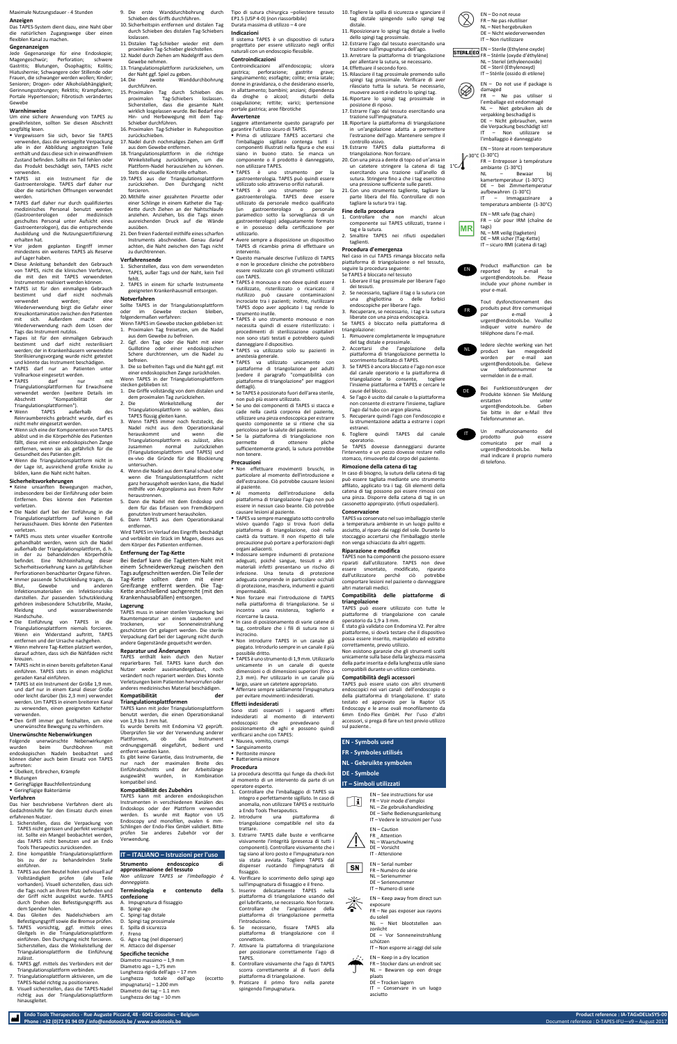Maximale Nutzungsdauer - 4 Stunden

## Anzeigen

Das TAPES-System dient dazu, eine Naht über die natürlichen Zugangswege über einen flexiblen Kanal zu machen.

## Gegenanzeigen

Jede Gegenanzeige für eine Endoskopie; Magengeschwür; Perforation; schwere Gastritis; Blutungen, Ösophagitis; Kolitis; Hiatushernie; Schwangere oder Stillende oder Frauen, die schwanger werden wollen; Kinder; Senioren; Drogen- oder Alkoholabhängigkeit; Gerinnungsstörungen; Rektitis; Krampfadern; Portale Hypertension; Fibrotisch veränderte Gewebe

## Warnhinweise

Um eine sichere Anwendung von TAPES zu gewährleisten, sollten Sie diesen Abschnitt sorgfältig lesen.

- Vergewissern Sie sich, bevor Sie TAPES verwenden, dass die versiegelte Verpackung alle in der Abbildung angezeigten Teile enthält und dass diese sich in einwandfreiem Zustand befinden. Sollte ein Teil fehlen oder das Produkt beschädigt sein, TAPES nicht verwenden.
- TAPES ist ein Instrument für die Gastroenterologie. TAPES darf daher nur über die natürlichen Öffnungen verwendet werden.
- TAPES darf daher nur durch qualifiziertes medizinisches Personal benutzt werden (Gastroenterologen oder medizinisch geschultes Personal unter Aufsicht eines Gastroenterologen), das die entsprechende Ausbildung und die Nutzungszertifizierung erhalten hat.
- Vor jedem geplanten Eingriff immer mindestens ein weiteres TAPES als Reserve auf Lager haben.
- Diese Anleitung behandelt den Gebrauch von TAPES, nicht die klinischen Verfahren, die mit den mit TAPES verwendeten Instrumenten realisiert werden können.
- TAPES ist für den einmaligen Gebrauch bestimmt und darf nicht nochmals verwendet werden; eine Wiederverwendung birgt die Gefahr einer Kreuzkontamination zwischen den Patienten mit sich. Außerdem macht eine Wiederverwendung nach dem Lösen der Tags das Instrument nutzlos.
- Tapes ist für den einmaligen Gebrauch bestimmt und darf nicht resterilisiert werden; der in Krankenhäusern verwendete Sterilisierungsvorgang wurde nicht getestet und könnte das Instrument beschädigen.
- TAPES darf nur an Patienten unter Vollnarkose eingesetzt werden.
- TAPES darf nur mit Triangulationsplattformen für Erwachsene verwendet werden (weitere Details im Abschnitt "Kompatibilität der Triangulationsplattformen").
- Wenn TAPES außerhalb des Reinraumbereichs gebracht wurde, darf es nicht mehr eingesetzt werden.
- Wenn sich eine der Komponenten von TAPES ablöst und in die Körperhöhle des Patienten fällt, diese mit einer endoskopischen Zange entfernen, wenn sie als gefährlich für die Gesundheit des Patienten gilt.
- Wenn die Triangulationsplattform nicht in der Lage ist, ausreichend große Knicke zu bilden, kann die Naht nicht halten.

## Sicherheitsvorkehrungen

- Keine unsanften Bewegungen machen, insbesondere bei der Einführung oder beim Entfernen. Dies könnte den Patienten verletzen.
- Die Nadel darf bei der Einführung in die Triangulationsplattform auf keinen Fall herausschauen. Dies könnte den Patienten verletzen.
- TAPES muss stets unter visueller Kontrolle gehandhabt werden, wenn sich die Nadel außerhalb der Triangulationsplattform, d. h. in der zu behandelnden Körperhöhle befindet. Eine Nichteinhaltung dieser Sicherheitsvorkehrung kann zu gefährlichen Perforationen benachbarter Organe führen.
- Immer passende Schutzkleidung tragen, da Blut, Gewebe und anderen Infektionsmaterialien ein Infektionsrisiko darstellen. Zur passenden Schutzkleidung gehören besonders Schutzbrille, Maske, Kleidung und wasserabweisende Handschuhe.
- Die Einführung von TAPES in die Triangulationsplattform niemals forcieren. Wenn ein Widerstand auftritt, TAPES entfernen und der Ursache nachgehen.
- Wenn mehrere Tag-Ketten platziert werden, darauf achten, dass sich die Nähfäden nicht kreuzen.
- TAPES nicht in einen bereits gefalteten Kanal einführen. TAPES stets in einen möglichst geraden Kanal einführen.
- TAPES ist ein Instrument der Größe 1,9 mm, und darf nur in einem Kanal dieser Größe oder leicht darüber (bis 2,3 mm) verwendet werden. Um TAPES in einem breiteren Kanal zu verwenden, einen geeigneten Katheter verwenden.
- Den Griff immer gut festhalten, um eine unerwünschte Bewegung zu verhindern.

## Unerwünschte Nebenwirkungen

Folgende unerwünschte Nebenwirkungen wurden beim Durchnehmen mit endoskopischen Nadeln beobachtet und können daher auch beim Einsatz von TAPES auftreten:

- Übelkeit, Erbrechen, Krämpfe
- Blutungen
- Geringfügige Bauchfellentzündung
- Geringfügige Bakteriämie

## Verfahren

Das hier beschriebene Verfahren dient als Gedächtnishilfe für den Einsatz durch einen erfahrenen Nutzer.

1. Sicherstellen, dass die Verpackung von TAPES nicht gerissen und perfekt versiegelt ist. Sollte ein Mangel beobachtet werden, das TAPES nicht benutzen und an Endo Tools Therapeutics zurücksenden.
2. Eine kompatible Triangulationsplattform bis zu der zu behandelnden Stelle einführen.
3. TAPES aus dem Beutel holen und visuell auf Vollständigkeit prüfen (alle Teile vorhanden). Visuell sicherstellen, dass sich die Tags noch an ihrem Platz befinden und der Griff nicht ausgelöst wurde. TAPES durch Drehen des Befestigungsgriffs aus dem Spender holen.
4. Das Gleiten des Nadelschiebers am Befestigungsgriff sowie die Bremse prüfen.
5. TAPES vorsichtig, ggf. mittels eines Gleitgels in die Triangulationsplattform einführen. Den Durchgang nicht forcieren. Sicherstellen, dass die Winkelstellung der Triangulationsplattform die Einführung zulässt.
6. TAPES ggf. mittels des Verbinders mit der Triangulationsplattform verbinden.
7. Triangulationsplattform aktivieren, um die TAPES-Nadel richtig zu positionieren.
8. Visuell sicherstellen, dass die TAPES-Nadel richtig aus der Triangulationsplattform hinausgleitet.
9. Die erste Wandldurchbohrung durch Schieben des Griffs durchführen.
10. Sicherheitspin entfernen und distalen Tag durch Schieben des distalen Tag-Schiebers loslassen.
11. Distalen Tag-Schieber wieder mit dem proximalen Tag-Schieber gleichstellen.
12. Nadel durch Ziehen am Nadelgriff aus dem Gewebe nehmen.
13. Triangulationsplattform zurückziehen, um der Naht ggf. Spiel zu geben.
14. Die zweite Wanddurchbohrung durchführen.
15. Proximalen Tag durch Schieben des proximalen Tag-Schiebers loslassen. Sicherstellen, dass die gesamte Naht wirklich losgelassen wurde. Bei Bedarf eine Hin- und Herbewegung mit dem Tag-Schieber durchführen.
16. Proximalen Tag-Schieber in Ruheposition zurückschieben.
17. Nadel durch nochmaliges Ziehen am Griff aus dem Gewebe entfernen.
18. Triangulationsplattform in die richtige Winkelstellung zurückbringen, um die Plattform-Nadel herausziehen zu können. Stets die visuelle Kontrolle erhalten.
19. TAPES aus der Triangulationsplattform zurückziehen. Den Durchgang nicht forcieren.
20. Mithilfe einer gezahnten Pinzette oder einer Schlinge in einem Katheter die Tag-Kette durch Ziehen an der Nahtschlaufe anziehen. Anziehen, bis die Tags einen ausreichenden Druck auf die Wände ausüben.
21. Den freien Fadenteil mithilfe eines scharfen Instruments abschneiden. Genau darauf achten, die Naht zwischen den Tags nicht zu durchtrennen.

## Verfahrensende

1. Sicherstellen, dass von dem verwendeten TAPES, außer Tags und der Naht, kein Teil fehlt.
2. TAPES in einem für scharfe Instrumente geeigneten Krankenhausmüll entsorgen.

## Notverfahren

Sollte TAPES in der Triangulationsplattform oder im Gewebe stecken bleiben, folgendermaßen verfahren:

Wenn TAPES im Gewebe stecken geblieben ist:

1. Proximalen Tag freisetzen, um die Nadel aus dem Gewebe zu befreien.
2. Ggf. den Tag oder die Naht mit einer Guillotine oder einer endoskopischen Schere durchtrennen, um die Nadel zu befreien.
3. Die so befreiten Tags und die Naht ggf. mit einer endoskopischen Zange zurückholen.

Wenn TAPES in der Triangulationsplattform stecken geblieben ist:

1. Die Griffe vollständig von dem distalen und dem proximalen Tag zurückziehen.
2. Die Winkelstellung der Triangulationsplattform so wählen, dass TAPES flüssig gleiten kann.
3. Wenn TAPES immer noch feststeckt, die Nadel nicht aus dem Operationskanal herausnehmen und wenn die Triangulationsplattform es zulässt, alles zusammen normal zurückziehen (Triangulationsplattform und TAPES) und ex-vivo die Gründe für die Blockierung untersuchen.
4. Wenn die Nadel aus dem Kanal schaut oder wenn die Triangulationsplattform nicht ganz herausgeholt werden kann, die Nadel mithilfe von Argonplasma aus Ihrem Rohr herausbrennen.
5. Dann die Nadel mit dem Endoskop und dem für das Erfassen von Fremdkörpern genutzten Instrument herausholen.
6. Dann TAPES aus dem Operationskanal entfernen.

Wird TAPES im Verlauf des Eingriffs beschädigt und verbleibt ein Stück im Magen, dieses aus dem Körper des Patienten entfernen.

## Entfernung der Tag-Kette

Bei Bedarf kann die Tagketten-Naht mit einem Schneideverkzeug zwischen den Tags aufgeschnitten werden. Die Teile der Tag-Kette sollten dann mit einer Greifzange entfernt werden. Die Tag-Kette als Infektiös sachgerecht (mit den Krankenhausabfällen) entsorgen.

## Lagerung

TAPES muss in seiner sterilen Verpackung bei Raumtemperatur an einem sauberen und trockenen, vor Sonneneinstrahlung geschützten Ort gelagert werden. Die sterile Verpackung darf bei der Lagerung nicht durch andere Gegenstände gequetscht werden.

## Reparatur und Änderungen

TAPES enthält kein durch den Nutzer reparierbares Teil. TAPES kann durch den Nutzer weder auseinandergebaut, noch verändert noch repariert werden. Dies könnte Verletzungen beim Patienten hervorrufen oder andere medizinische Material beschädigen.

## Kompatibilität der Triangulationsplattformen

TAPES kann mit jeder Triangulationsplattform benutzt werden, die einen Operationskanal von 1,9 bis 3 mm hat.

Es wurde bereits mit Endomina V2 geprüft. Überprüfen Sie vor der Verwendung anderer Plattformen, ob das Instrument ordnungsgemäß eingeführt, bedient und entfernt werden kann.

Es gibt keine Garantie, dass Instrumente, die nur nach der maximalen Breite des Einführabschnitts und der Arbeitslänge ausgewählt wurden, in Kombination kompatibel sind.

## Kompatibilität des Zubehörs

TAPES kann mit anderen endoskopischen Instrumenten in verschiedenen Kanälen des Endoskops oder der Plattform verwendet werden. Es wurde mit Raptor von US Endoscopy und einem monofilen, ovalen 6 mm-Schlingen der Endo-Flex GmbH validiert. Bitte prüfen Sie anderes Zubehör vor der Verwendung.

## IT – ITALIANO – Istruzioni per l'uso

### Strumento endoscopico di approssimazione del tessuto

*Non utilizzare TAPES se l'imballaggio è danneggiato.*

### Terminologia e contenuto della confezione

A. Impugnatura di fissaggio
B. Spingi ago
C. Spingi tag distale
D. Spingi tag prossimale
E. Spilla di sicurezza
F. Freno
G. Ago e tag (nel dispenser)
H. Attacco del dispenser

### Specifiche tecniche

Diametro massimo – 1,9 mm
Diametro ago – 1,75 mm
Lunghezza rigida dell'ago – 17 mm
Lunghezza totale dell'ago (eccetto impugnatura) – 1.200 mm
Diametro dei tag – 1.1 mm
Lunghezza dei tag – 10 mm
Tipo di sutura chirurgica –poliestere tessuto EP1.5 (USP 4-0) (non riassorbibile)
Durata massima di utilizzo – 4 ore

### Indicazioni

Il sistema TAPES è un dispositivo di sutura progettato per essere utilizzato negli orifizi naturali con un endoscopio flessibile.

### Controindicazioni

Controindicazioni all'endoscopia; ulcera gastrica; perforazione; gastrite grave; sanguinamento; esofagite; colite; ernia iatale; donne in gravidanza, o che desiderano esserlo, in allattamento; bambini; anziani; dipendenza da droghe o alcol; disturbi della coagulazione; rettite; varici; ipertensione portale gastrica; aree fibrotiche

### Avvertenze

Leggere attentamente questo paragrafo per garantire l'utilizzo sicuro di TAPES.

- Prima di utilizzare TAPES accertarsi che l'imballaggio sigillato contenga tutti i componenti illustrati nella figura e che essi siano in buono stato. Se manca un componente o il prodotto è danneggiato, non utilizzare TAPES.
- TAPES è uno strumento per la gastroenterologia. TAPES può quindi essere utilizzato solo attraverso orifizi naturali.
- TAPES è uno strumento per la gastroenterologia. TAPES deve essere utilizzato da personale medico qualificato (un gastroenterologo o personale paramedico sotto la sorveglianza di un gastroenterologo) adeguatamente formato e in possesso della certificazione per utilizzarlo.
- Avere sempre a disposizione un dispositivo TAPES di ricambio prima di effettuare un intervento.
- Questo manuale descrive l'utilizzo di TAPES e non le procedure cliniche che potrebbero essere realizzate con gli strumenti utilizzati con TAPES.
- TAPES è monouso e non deve quindi essere riutilizzato, risterilizzato o ricaricato: il riutilizzo può causare contaminazioni incrociate tra i pazienti; inoltre, riutilizzare TAPES dopo aver applicato i tag rende lo strumento inutile.
- TAPES è uno strumento monouso e non necessita quindi di essere risterilizzato: i procedimenti di sterilizzazione ospitalieri non sono stati testati e potrebbero quindi danneggiare il dispositivo.
- TAPES va utilizzato solo su pazienti in anestesia generale.
- TAPES va utilizzato unicamente con piattaforme di triangolazione per adulti (vedere il paragrafo "compatibilità con piattaforme di triangolazione" per maggiori dettagli).
- Se TAPES è fuoriuscito dall'area sterile, non può più essere utilizzato.
- Se uno dei componenti di TAPES si stacca e cade nella cavità corporea del paziente, utilizzare una pinza endoscopica per estrarre questo componente se si ritiene che sia pericoloso per la salute del paziente.
- Se la piattaforma di triangolazione non permette di ottenere pliche sufficientemente grandi, la sutura potrebbe non tenere.

### Precauzioni

- Non effettuare movimenti bruschi, in particolare al momento dell'introduzione e dell'estrazione. Ciò potrebbe causare lesioni al paziente.
- Al momento dell'introduzione della piattaforma di triangolazione l'ago non può essere in nessun caso beante. Ciò potrebbe causare lesioni al paziente.
- TAPES va sempre maneggiato sotto controllo visivo quando l'ago si trova fuori della piattaforma di triangolazione, cioè nella cavità da trattare. Il non rispetto di tale precauzione può portare a perforazioni degli organi adiacenti.
- Indossare sempre indumenti di protezione adeguati, poiché sangue, tessuti e altri materiali infetti presentano un rischio di infezione. Una tenuta di protezione adeguata comprende in particolare occhiali di protezione, maschera, indumenti e guanti impermeabili.
- Non forzare mai l'introduzione di TAPES nella piattaforma di triangolazione. Se si incontra una resistenza, toglierlo e ricercarne la causa.
- In caso di posizionamento di varie catene di tag, controllare che i fili di sutura non si incrocino.
- Non introdurre TAPES in un canale già piegato. Introdurlo sempre in un canale il più possibile dritto.
- TAPES è uno strumento di 1,9 mm. Utilizzarlo unicamente in un canale di queste dimensioni o di dimensioni superiori (fino a 2,3 mm). Per utilizzarlo in un canale più largo, usare un catetere appropriato.
- Afferrare sempre saldamente l'impugnatura per evitare movimenti indesiderati.

### Effetti indesiderati

Sono stati osservati i seguenti effetti indesiderati al momento di interventi endoscopici che prevedevano il posizionamento di aghi e possono quindi verificarsi anche con TAPES:

- Nausea, vomito, crampi
- Sanguinamento
- Peritonite minore
- Batteriemia minore

### Procedura

La procedura descritta qui funge da check-list al momento di un intervento da parte di un operatore esperto.

1. Controllare che l'imballaggio di TAPES sia integro e perfettamente sigillato. In caso di anomalia, non utilizzare TAPES e restituirlo a Endo Tools Therapeutics.
2. Introdurre una piattaforma di triangolazione compatibile nel sito da trattare.
3. Estrarre TAPES dalle buste e verificarne visivamente l'integrità (presenza di tutti i componenti). Controllare visivamente che i tag siano al loro posto e l'impugnatura non sia stata avviata. Togliere TAPES dal dispenser ruotando l'impugnatura di fissaggio.
4. Verificare lo scorrimento dello spingi ago sull'impugnatura di fissaggio e il freno.
5. Inserire delicatamente TAPES nella piattaforma di triangolazione usando del gel lubrificante, se necessario. Non forzare. Controllare che l'angolazione della piattaforma di triangolazione permetta l'introduzione.
6. Se necessario, fissare TAPES alla piattaforma di triangolazione con il connettore.
7. Attivare la piattaforma di triangolazione per posizionare correttamente l'ago di TAPES.
8. Controllare visivamente che l'ago di TAPES scorra correttamente al di fuori della piattaforma di triangolazione.
9. Praticare il primo foro nella parete spingendo l'impugnatura.
10. Togliere la spilla di sicurezza e sganciare il tag distale spingendo sullo spingi tag distale.
11. Riposizionare lo spingi tag distale a livello dello spingi tag prossimale.
12. Estrarre l'ago dal tessuto esercitando una trazione sull'impugnatura dell'ago.
13. Arretrare la piattaforma di triangolazione per allentare la sutura, se necessario.
14. Effettuare il secondo foro.
15. Rilasciare il tag prossimale premendo sullo spingi tag prossimale. Verificare di aver rilasciato tutta la sutura. Se necessario, muovere avanti e indietro lo spingi tag.
16. Riportare lo spingi tag prossimale in posizione di riposo.
17. Estrarre l'ago dal tessuto esercitando una trazione sull'impugnatura.
18. Riportare la piattaforma di triangolazione in un'angolazione adatta a permettere l'estrazione dell'ago. Mantenere sempre il controllo visivo.
19. Estrarre TAPES dalla piattaforma di triangolazione. Non forzare.
20. Con una pinza a dente di topo od un'ansa in un catetere stringere la catena di tag esercitando una trazione sull'anello di sutura. Stringere fino a che i tag esercitino una pressione sufficiente sulle pareti.
21. Con uno strumento tagliente, tagliare la parte libera del filo. Controllare di non tagliare la sutura tra i tag.

### Fine della procedura

1. Controllare che non manchi alcun componente sui TAPES utilizzati, tranne i tag e la sutura.
2. Smaltire TAPES nei rifiuti ospedalieri taglienti.

### Procedura d'emergenza

Nel caso in cui TAPES rimanga bloccato nella piattaforma di triangolazione o nel tessuto, seguire la procedura seguente:

Se TAPES è bloccato nel tessuto

1. Liberare il tag prossimale per liberare l'ago dei tessuti.
2. Se necessario, tagliare il tag o la sutura con una ghigliottina o delle forbici endoscopiche per liberare l'ago.
3. Recuperare, se necessario, i tag e la sutura liberate con una pinza endoscopica.

Se TAPES è bloccato nella piattaforma di triangolazione:

1. Rimuovere completamente le impugnature del tag distale e prossimale.
2. Accertarsi che l'angolazione della piattaforma di triangolazione permetta lo scorrimento facilitato di TAPES.
3. Se TAPES è ancora bloccato e l'ago non esce dal canale operatorio e la piattaforma di triangolazione lo consente, togliere l'insieme piattaforma e TAPES e cercare le cause del blocco.
4. Se l'ago è uscito dal canale o la piattaforma non consente di estrarre l'insieme, tagliare l'ago dal tubo con argon plasma.
5. Recuperare quindi l'ago con l'endoscopio e la strumentazione adatta a estrarre i copri estranei.
6. Togliere quindi TAPES dal canale operatorio.

Se TAPES dovesse danneggiarsi durante l'intervento e un pezzo dovesse restare nello stomaco, rimuoverlo dal corpo del paziente.

### Rimozione della catena di tag

In caso di bisogno, la sutura della catena di tag può essere tagliata mediante uno strumento affilato, applicato tra i tag. Gli elementi della catena di tag possono poi essere rimossi con una pinza. Disporre della catena di tag in un cassonetto appropriato (rifiuti ospedalieri).

### Conservazione

TAPES va conservato nel suo imballaggio sterile a temperatura ambiente in un luogo pulito e asciutto, al riparo dai raggi del sole. Durante lo stoccaggio accertarsi che l'imballaggio sterile non venga schiacciato da altri oggetti.

### Riparazione e modifica

TAPES non ha componenti che possono essere riparati dall'utilizzatore. TAPES non deve essere smontato, modificato, riparato dall'utilizzatore perché ciò potrebbe comportare lesioni nel paziente o danneggiare altri materiali medici.

### Compatibilità delle piattaforme di triangolazione

TAPES può essere utilizzato con tutte le piattaforme di triangolazione con canale operatorio da 1,9 a 3 mm.

È stato già validato con Endomina V2. Per altre piattaforme, si dovrà testare che il dispositivo possa essere inserito, manipolato ed estratto correttamente, previo utilizzo.

Non esistono garanzie che gli strumenti scelti unicamente sulla base della larghezza massima della parte inserita e della lunghezza utile siano compatibili durante un utilizzo combinato.

### Compatibilità degli accessori

TAPES può essere usato con altri strumenti endoscopici nei vari canali dell'endoscopio o della piattaforma di triangolazione. E' stato testato ed approvato per la Raptor US Endoscopy e le anse ovali monofilamento da 6mm Endo-Flex GmbH. Per l'uso d'altri accessori, si prega di fare un test previo utilizzo sul paziente..

## EN - Symbols used
## FR - Symboles utilisés
## NL - Gebruikte symbolen
## DE - Symbole
## IT – Simboli utilizzati

EN – See instructions for use
FR – Voir mode d'emploi
NL – Zie gebruikshandleiding
DE – Siehe Bedienungsanleitung
IT – Vedere le istruzioni per l'uso

EN – Caution
FR Attention
NL – Waarschuwing
DE – Vorsicht
IT - Attenzione

SN

EN – Serial number
FR – Numéro de série
NL – Serienummer
DE – Seriennummer
IT – Numero di serie

EN – Keep away from direct sun exposure
FR – Ne pas exposer aux rayons du soleil
NL – Niet blootstellen aan zonlicht
DE – Vor Sonneneinstrahlung schützen
IT – Non esporre ai raggi del sole

EN – Keep in a dry location
FR – Stocker dans un endroit sec
NL – Bewaren op een droge plaats
DE – Trocken lagern
IT – Conservare in un luogo asciutto

EN – Do not reuse
FR – Ne pas réutiliser
NL – Niet hergebruiken
DE – Nicht wiederverwenden
IT – Non riutilizzare

STERILE EO

EN – Sterile (Ethylene oxyde)
FR – Stérile (oxyde d'éthylène)
NL – Steriel (ethyleenoxide)
DE – Steril (Ethylenoxyd)
IT – Sterile (ossido di etilene)

EN – Do not use if package is damaged
FR – Ne pas utiliser si l'emballage est endommagé
NL – Niet gebruiken als de verpakking beschadigd is
DE – Nicht gebrauchen, wenn die Verpackung beschädigt ist!
IT – Non utilizzare se l'imballaggio è danneggiato

1°C – 30°C

EN – Store at room temperature (1-30°C)
FR – Entreposer à température ambiante (1-30°C)
NL – Bewaar bij kamertemperatuur (1-30°C)
DE – bei Zimmertemperatur aufbewahren (1-30°C)
IT – Immagazzinare a temperatura ambiente (1-30°C)

MR

EN – MR safe (tag chain)
FR – sûr pour IRM (chaîne de tags)
NL – MR veilig (tagketen)
DE – MR sicher (Tag-Kette)
IT – sicuro RMI (catena di tag)

EN — Product malfunction can be reported by e-mail to urgent@endotools.be. Please include your phone number in your e-mail.

FR — Tout dysfonctionnement des produits peut être communiqué par e-mail à urgent@endotools.be. Veuillez indiquer votre numéro de téléphone dans l'e-mail.

NL — Iedere slechte werking van het product kan meegedeeld worden per e-mail aan urgent@endotools.be. Gelieve uw telefoonnummer te vermelden in de e-mail.

DE — Bei Funktionsstörungen der Produkte können Sie Meldung erstatten unter urgent@endotools.be. Geben Sie bitte in der E-Mail Ihre Telefonnummer an.

IT — Un malfunzionamento del prodotto può essere comunicato per mail a urgent@endotools.be. Nella mail indicare il proprio numero di telefono.

**Endo Tools Therapeutics - Rue Auguste Piccard, 48 - 6041 Gosselies – Belgium**
**Phone : +32 (0)71 91 94 09 / info@endotools.be / www.endotools.be**

**Product reference : IA-TAGxDELIxSYS-00**
Document reference : D-TAPES-IFU—v9 – August 2017